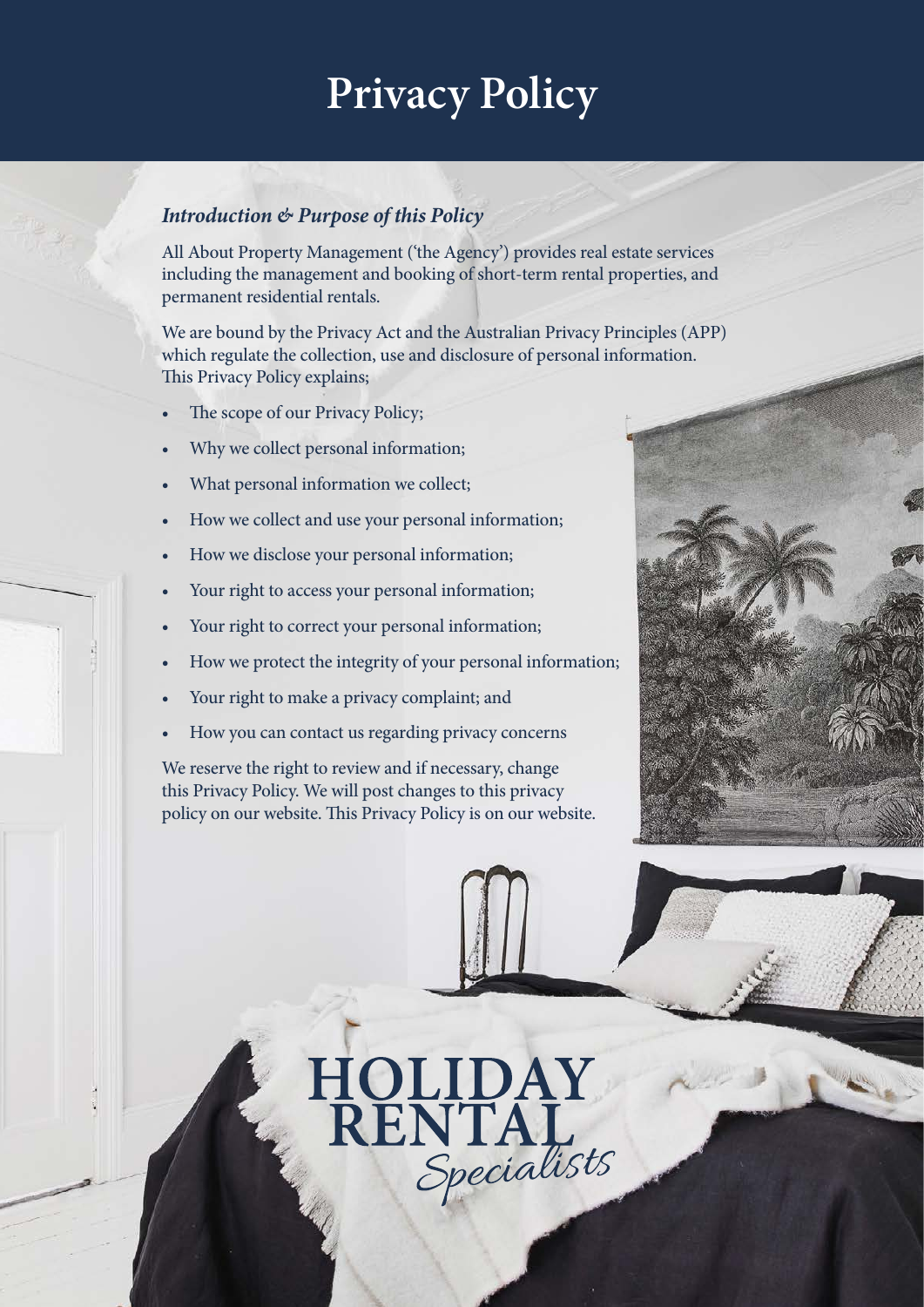# Privacy Policy

***Introduction & Purpose of this Policy***

All About Property Management ('the Agency') provides real estate services including the management and booking of short-term rental properties, and permanent residential rentals.

We are bound by the Privacy Act and the Australian Privacy Principles (APP) which regulate the collection, use and disclosure of personal information. This Privacy Policy explains;

- The scope of our Privacy Policy;
- Why we collect personal information;
- What personal information we collect;
- How we collect and use your personal information;
- How we disclose your personal information;
- Your right to access your personal information;
- Your right to correct your personal information;
- How we protect the integrity of your personal information;
- Your right to make a privacy complaint; and
- How you can contact us regarding privacy concerns

We reserve the right to review and if necessary, change this Privacy Policy. We will post changes to this privacy policy on our website. This Privacy Policy is on our website.

HOLIDAY RENTAL *Specialists*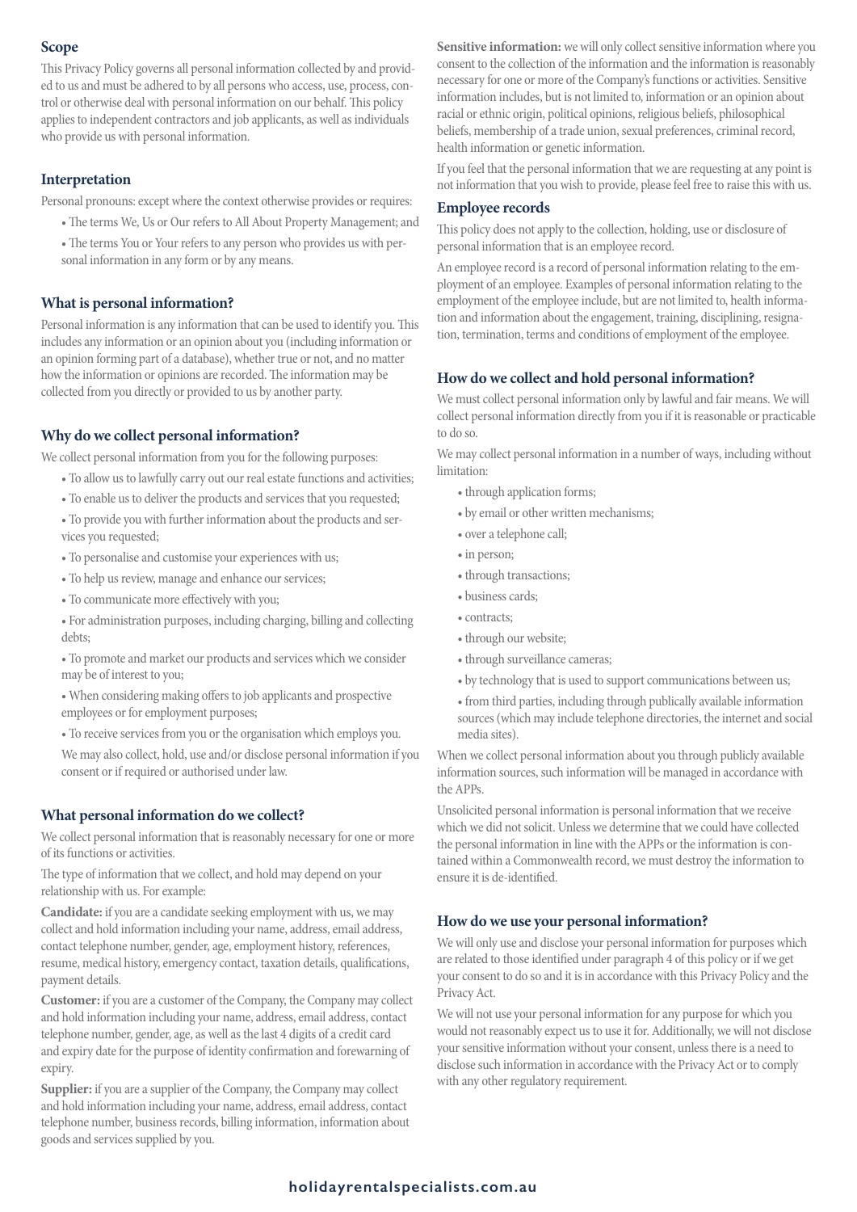## Scope

This Privacy Policy governs all personal information collected by and provided to us and must be adhered to by all persons who access, use, process, control or otherwise deal with personal information on our behalf. This policy applies to independent contractors and job applicants, as well as individuals who provide us with personal information.

## Interpretation

Personal pronouns: except where the context otherwise provides or requires:

- The terms We, Us or Our refers to All About Property Management; and
- The terms You or Your refers to any person who provides us with personal information in any form or by any means.

## What is personal information?

Personal information is any information that can be used to identify you. This includes any information or an opinion about you (including information or an opinion forming part of a database), whether true or not, and no matter how the information or opinions are recorded. The information may be collected from you directly or provided to us by another party.

## Why do we collect personal information?

We collect personal information from you for the following purposes:

- To allow us to lawfully carry out our real estate functions and activities;
- To enable us to deliver the products and services that you requested;
- To provide you with further information about the products and services you requested;
- To personalise and customise your experiences with us;
- To help us review, manage and enhance our services;
- To communicate more effectively with you;
- For administration purposes, including charging, billing and collecting debts;
- To promote and market our products and services which we consider may be of interest to you;
- When considering making offers to job applicants and prospective employees or for employment purposes;
- To receive services from you or the organisation which employs you.

We may also collect, hold, use and/or disclose personal information if you consent or if required or authorised under law.

## What personal information do we collect?

We collect personal information that is reasonably necessary for one or more of its functions or activities.

The type of information that we collect, and hold may depend on your relationship with us. For example:

**Candidate:** if you are a candidate seeking employment with us, we may collect and hold information including your name, address, email address, contact telephone number, gender, age, employment history, references, resume, medical history, emergency contact, taxation details, qualifications, payment details.

**Customer:** if you are a customer of the Company, the Company may collect and hold information including your name, address, email address, contact telephone number, gender, age, as well as the last 4 digits of a credit card and expiry date for the purpose of identity confirmation and forewarning of expiry.

**Supplier:** if you are a supplier of the Company, the Company may collect and hold information including your name, address, email address, contact telephone number, business records, billing information, information about goods and services supplied by you.

**Sensitive information:** we will only collect sensitive information where you consent to the collection of the information and the information is reasonably necessary for one or more of the Company's functions or activities. Sensitive information includes, but is not limited to, information or an opinion about racial or ethnic origin, political opinions, religious beliefs, philosophical beliefs, membership of a trade union, sexual preferences, criminal record, health information or genetic information.

If you feel that the personal information that we are requesting at any point is not information that you wish to provide, please feel free to raise this with us.

## Employee records

This policy does not apply to the collection, holding, use or disclosure of personal information that is an employee record.

An employee record is a record of personal information relating to the employment of an employee. Examples of personal information relating to the employment of the employee include, but are not limited to, health information and information about the engagement, training, disciplining, resignation, termination, terms and conditions of employment of the employee.

## How do we collect and hold personal information?

We must collect personal information only by lawful and fair means. We will collect personal information directly from you if it is reasonable or practicable to do so.

We may collect personal information in a number of ways, including without limitation:

- through application forms;
- by email or other written mechanisms;
- over a telephone call;
- in person;
- through transactions;
- business cards;
- contracts;
- through our website;
- through surveillance cameras;
- by technology that is used to support communications between us;
- from third parties, including through publically available information sources (which may include telephone directories, the internet and social media sites).

When we collect personal information about you through publicly available information sources, such information will be managed in accordance with the APPs.

Unsolicited personal information is personal information that we receive which we did not solicit. Unless we determine that we could have collected the personal information in line with the APPs or the information is contained within a Commonwealth record, we must destroy the information to ensure it is de-identified.

## How do we use your personal information?

We will only use and disclose your personal information for purposes which are related to those identified under paragraph 4 of this policy or if we get your consent to do so and it is in accordance with this Privacy Policy and the Privacy Act.

We will not use your personal information for any purpose for which you would not reasonably expect us to use it for. Additionally, we will not disclose your sensitive information without your consent, unless there is a need to disclose such information in accordance with the Privacy Act or to comply with any other regulatory requirement.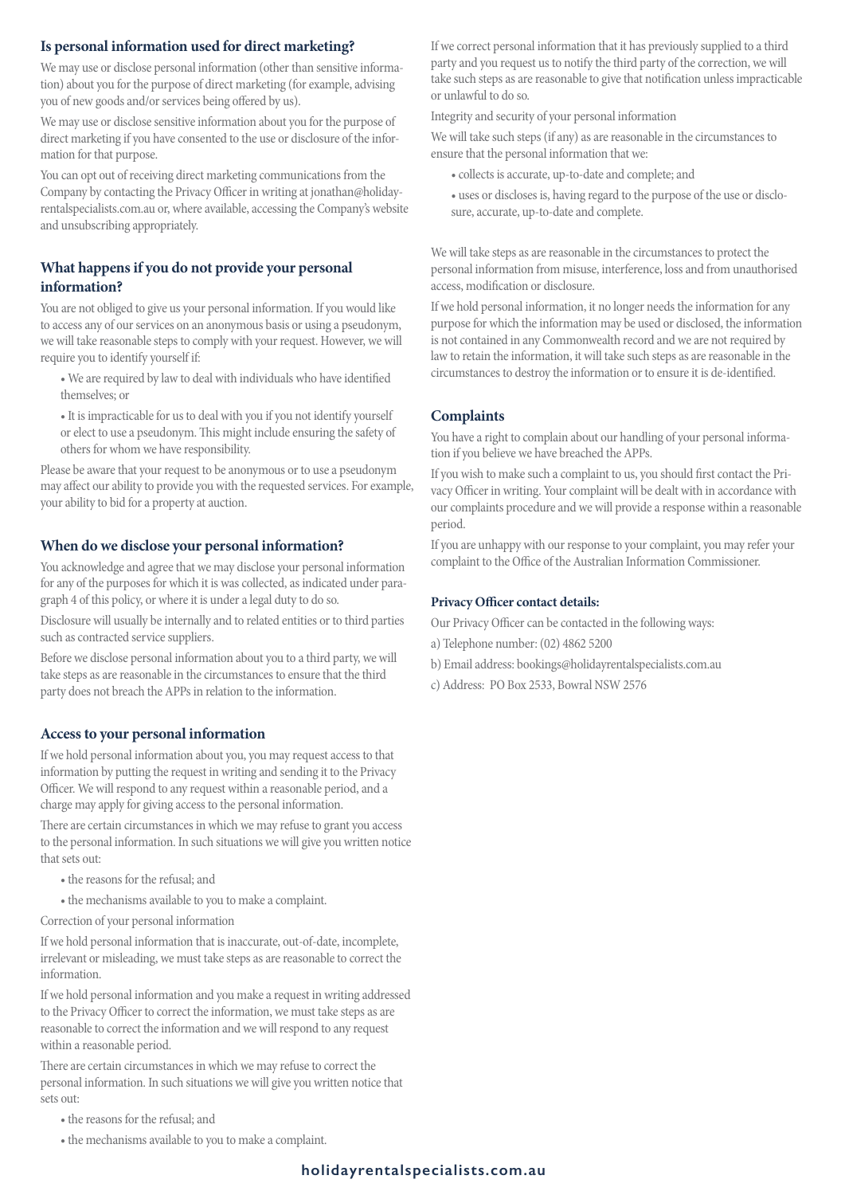## Is personal information used for direct marketing?

We may use or disclose personal information (other than sensitive information) about you for the purpose of direct marketing (for example, advising you of new goods and/or services being offered by us).

We may use or disclose sensitive information about you for the purpose of direct marketing if you have consented to the use or disclosure of the information for that purpose.

You can opt out of receiving direct marketing communications from the Company by contacting the Privacy Officer in writing at jonathan@holidayrentalspecialists.com.au or, where available, accessing the Company's website and unsubscribing appropriately.

## What happens if you do not provide your personal information?

You are not obliged to give us your personal information. If you would like to access any of our services on an anonymous basis or using a pseudonym, we will take reasonable steps to comply with your request. However, we will require you to identify yourself if:

- We are required by law to deal with individuals who have identified themselves; or
- It is impracticable for us to deal with you if you not identify yourself or elect to use a pseudonym. This might include ensuring the safety of others for whom we have responsibility.

Please be aware that your request to be anonymous or to use a pseudonym may affect our ability to provide you with the requested services. For example, your ability to bid for a property at auction.

## When do we disclose your personal information?

You acknowledge and agree that we may disclose your personal information for any of the purposes for which it is was collected, as indicated under paragraph 4 of this policy, or where it is under a legal duty to do so.

Disclosure will usually be internally and to related entities or to third parties such as contracted service suppliers.

Before we disclose personal information about you to a third party, we will take steps as are reasonable in the circumstances to ensure that the third party does not breach the APPs in relation to the information.

## Access to your personal information

If we hold personal information about you, you may request access to that information by putting the request in writing and sending it to the Privacy Officer. We will respond to any request within a reasonable period, and a charge may apply for giving access to the personal information.

There are certain circumstances in which we may refuse to grant you access to the personal information. In such situations we will give you written notice that sets out:

- the reasons for the refusal; and
- the mechanisms available to you to make a complaint.

Correction of your personal information

If we hold personal information that is inaccurate, out-of-date, incomplete, irrelevant or misleading, we must take steps as are reasonable to correct the information.

If we hold personal information and you make a request in writing addressed to the Privacy Officer to correct the information, we must take steps as are reasonable to correct the information and we will respond to any request within a reasonable period.

There are certain circumstances in which we may refuse to correct the personal information. In such situations we will give you written notice that sets out:

- the reasons for the refusal; and
- the mechanisms available to you to make a complaint.

If we correct personal information that it has previously supplied to a third party and you request us to notify the third party of the correction, we will take such steps as are reasonable to give that notification unless impracticable or unlawful to do so.

Integrity and security of your personal information

We will take such steps (if any) as are reasonable in the circumstances to ensure that the personal information that we:

- collects is accurate, up-to-date and complete; and
- uses or discloses is, having regard to the purpose of the use or disclosure, accurate, up-to-date and complete.

We will take steps as are reasonable in the circumstances to protect the personal information from misuse, interference, loss and from unauthorised access, modification or disclosure.

If we hold personal information, it no longer needs the information for any purpose for which the information may be used or disclosed, the information is not contained in any Commonwealth record and we are not required by law to retain the information, it will take such steps as are reasonable in the circumstances to destroy the information or to ensure it is de-identified.

## Complaints

You have a right to complain about our handling of your personal information if you believe we have breached the APPs.

If you wish to make such a complaint to us, you should first contact the Privacy Officer in writing. Your complaint will be dealt with in accordance with our complaints procedure and we will provide a response within a reasonable period.

If you are unhappy with our response to your complaint, you may refer your complaint to the Office of the Australian Information Commissioner.

### Privacy Officer contact details:

Our Privacy Officer can be contacted in the following ways:

a) Telephone number: (02) 4862 5200

b) Email address: bookings@holidayrentalspecialists.com.au

c) Address: PO Box 2533, Bowral NSW 2576